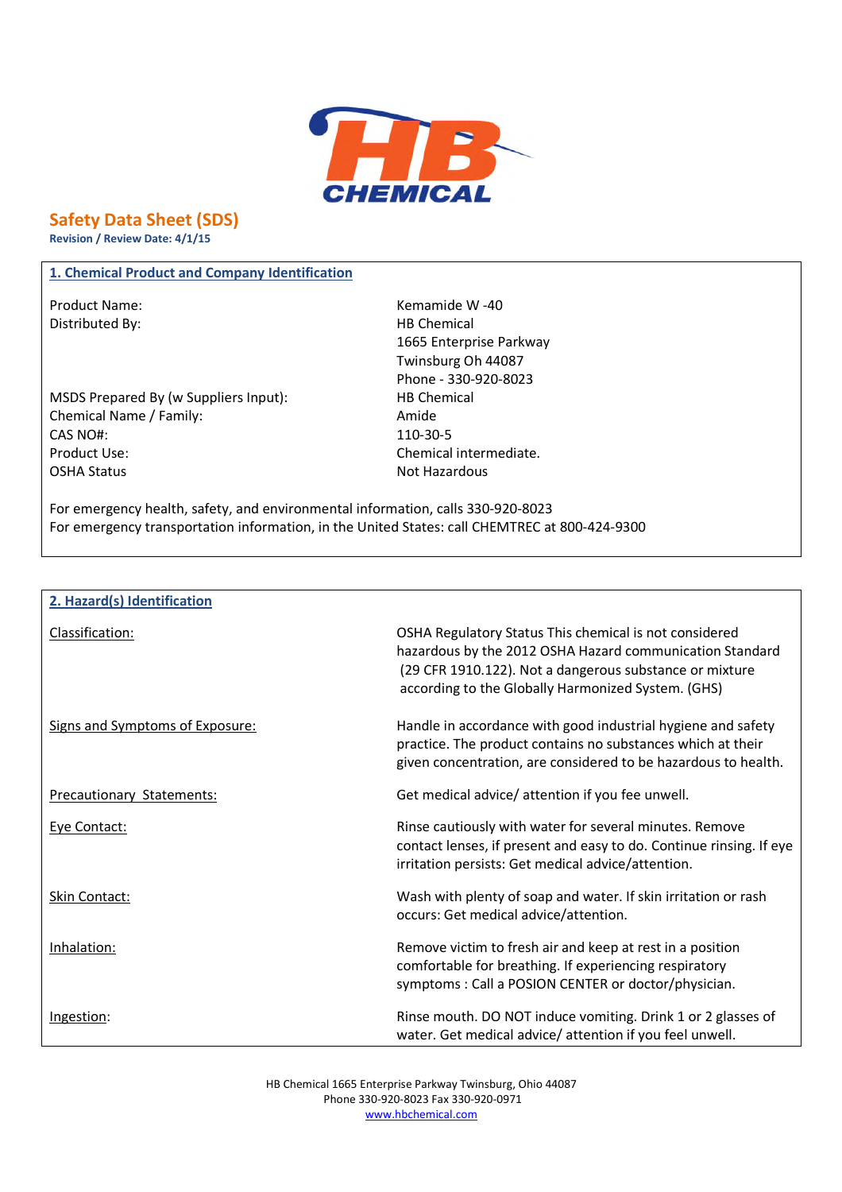HB CHEMICAL

## Safety Data Sheet (SDS)

**Revision / Review Date: 4/1/15**

### 1. Chemical Product and Company Identification

| | |
|---|---|
| Product Name: | Kemamide W -40 |
| Distributed By: | HB Chemical<br>1665 Enterprise Parkway<br>Twinsburg Oh 44087<br>Phone - 330-920-8023 |
| MSDS Prepared By (w Suppliers Input): | HB Chemical |
| Chemical Name / Family: | Amide |
| CAS NO#: | 110-30-5 |
| Product Use: | Chemical intermediate. |
| OSHA Status | Not Hazardous |

For emergency health, safety, and environmental information, calls 330-920-8023
For emergency transportation information, in the United States: call CHEMTREC at 800-424-9300

### 2. Hazard(s) Identification

| | |
|---|---|
| Classification: | OSHA Regulatory Status This chemical is not considered hazardous by the 2012 OSHA Hazard communication Standard (29 CFR 1910.122). Not a dangerous substance or mixture according to the Globally Harmonized System. (GHS) |
| Signs and Symptoms of Exposure: | Handle in accordance with good industrial hygiene and safety practice. The product contains no substances which at their given concentration, are considered to be hazardous to health. |
| Precautionary Statements: | Get medical advice/ attention if you fee unwell. |
| Eye Contact: | Rinse cautiously with water for several minutes. Remove contact lenses, if present and easy to do. Continue rinsing. If eye irritation persists: Get medical advice/attention. |
| Skin Contact: | Wash with plenty of soap and water. If skin irritation or rash occurs: Get medical advice/attention. |
| Inhalation: | Remove victim to fresh air and keep at rest in a position comfortable for breathing. If experiencing respiratory symptoms : Call a POSION CENTER or doctor/physician. |
| Ingestion: | Rinse mouth. DO NOT induce vomiting. Drink 1 or 2 glasses of water. Get medical advice/ attention if you feel unwell. |

HB Chemical 1665 Enterprise Parkway Twinsburg, Ohio 44087
Phone 330-920-8023 Fax 330-920-0971
www.hbchemical.com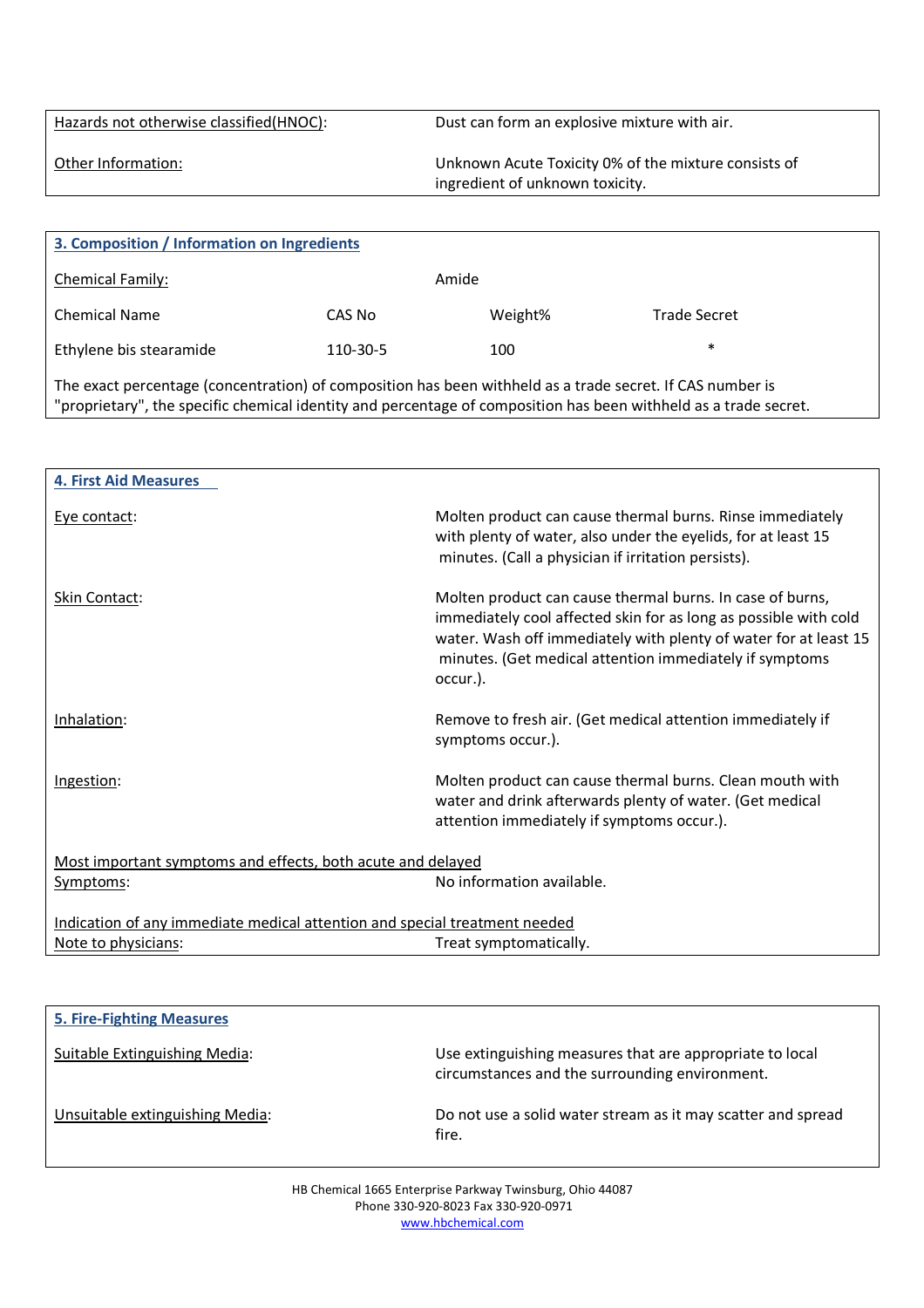| | |
|---|---|
| Hazards not otherwise classified(HNOC): | Dust can form an explosive mixture with air. |
| Other Information: | Unknown Acute Toxicity 0% of the mixture consists of ingredient of unknown toxicity. |

## 3. Composition / Information on Ingredients

Chemical Family: Amide

| Chemical Name | CAS No | Weight% | Trade Secret |
|---|---|---|---|
| Ethylene bis stearamide | 110-30-5 | 100 | * |

The exact percentage (concentration) of composition has been withheld as a trade secret. If CAS number is "proprietary", the specific chemical identity and percentage of composition has been withheld as a trade secret.

## 4. First Aid Measures

| | |
|---|---|
| Eye contact: | Molten product can cause thermal burns. Rinse immediately with plenty of water, also under the eyelids, for at least 15 minutes. (Call a physician if irritation persists). |
| Skin Contact: | Molten product can cause thermal burns. In case of burns, immediately cool affected skin for as long as possible with cold water. Wash off immediately with plenty of water for at least 15 minutes. (Get medical attention immediately if symptoms occur.). |
| Inhalation: | Remove to fresh air. (Get medical attention immediately if symptoms occur.). |
| Ingestion: | Molten product can cause thermal burns. Clean mouth with water and drink afterwards plenty of water. (Get medical attention immediately if symptoms occur.). |

Most important symptoms and effects, both acute and delayed

Symptoms: No information available.

Indication of any immediate medical attention and special treatment needed

Note to physicians: Treat symptomatically.

## 5. Fire-Fighting Measures

| | |
|---|---|
| Suitable Extinguishing Media: | Use extinguishing measures that are appropriate to local circumstances and the surrounding environment. |
| Unsuitable extinguishing Media: | Do not use a solid water stream as it may scatter and spread fire. |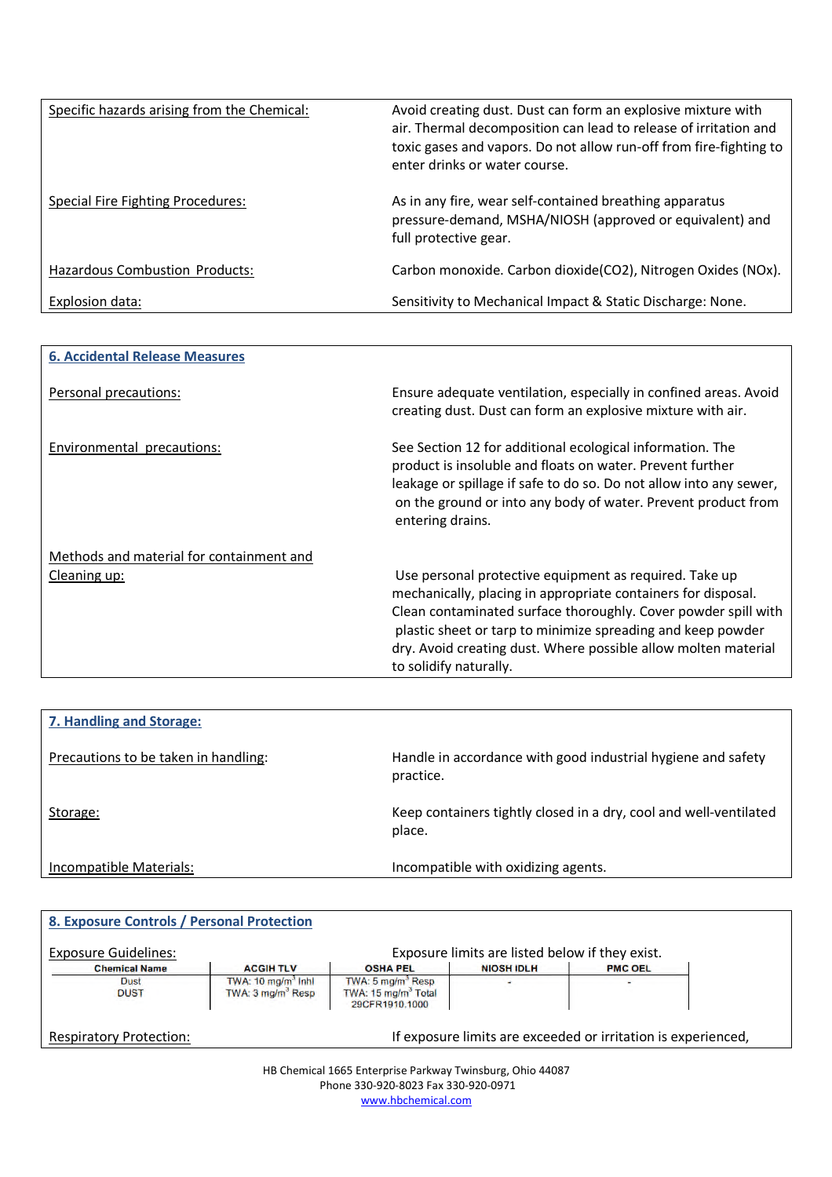| | |
|---|---|
| Specific hazards arising from the Chemical: | Avoid creating dust. Dust can form an explosive mixture with air. Thermal decomposition can lead to release of irritation and toxic gases and vapors. Do not allow run-off from fire-fighting to enter drinks or water course. |
| Special Fire Fighting Procedures: | As in any fire, wear self-contained breathing apparatus pressure-demand, MSHA/NIOSH (approved or equivalent) and full protective gear. |
| Hazardous Combustion Products: | Carbon monoxide. Carbon dioxide($CO_2$), Nitrogen Oxides ($NO_x$). |
| Explosion data: | Sensitivity to Mechanical Impact & Static Discharge: None. |

## 6. Accidental Release Measures

| | |
|---|---|
| Personal precautions: | Ensure adequate ventilation, especially in confined areas. Avoid creating dust. Dust can form an explosive mixture with air. |
| Environmental precautions: | See Section 12 for additional ecological information. The product is insoluble and floats on water. Prevent further leakage or spillage if safe to do so. Do not allow into any sewer, on the ground or into any body of water. Prevent product from entering drains. |
| Methods and material for containment and Cleaning up: | Use personal protective equipment as required. Take up mechanically, placing in appropriate containers for disposal. Clean contaminated surface thoroughly. Cover powder spill with plastic sheet or tarp to minimize spreading and keep powder dry. Avoid creating dust. Where possible allow molten material to solidify naturally. |

## 7. Handling and Storage:

| | |
|---|---|
| Precautions to be taken in handling: | Handle in accordance with good industrial hygiene and safety practice. |
| Storage: | Keep containers tightly closed in a dry, cool and well-ventilated place. |
| Incompatible Materials: | Incompatible with oxidizing agents. |

## 8. Exposure Controls / Personal Protection

Exposure Guidelines: Exposure limits are listed below if they exist.

| Chemical Name | ACGIH TLV | OSHA PEL | NIOSH IDLH | PMC OEL |
|---|---|---|---|---|
| Dust<br>DUST | TWA: 10 mg/m$^3$ Inhl<br>TWA: 3 mg/m$^3$ Resp | TWA: 5 mg/m$^3$ Resp<br>TWA: 15 mg/m$^3$ Total<br>29CFR1910.1000 | - | - |

Respiratory Protection: If exposure limits are exceeded or irritation is experienced,

HB Chemical 1665 Enterprise Parkway Twinsburg, Ohio 44087
Phone 330-920-8023 Fax 330-920-0971
www.hbchemical.com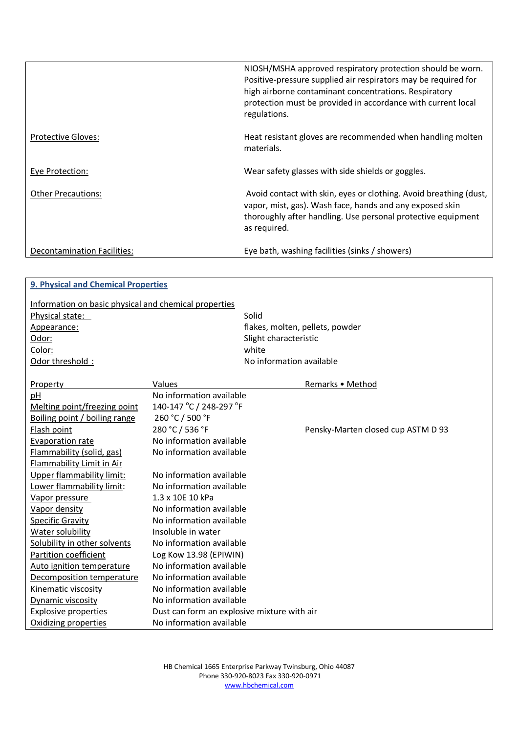| | |
|---|---|
| | NIOSH/MSHA approved respiratory protection should be worn. Positive-pressure supplied air respirators may be required for high airborne contaminant concentrations. Respiratory protection must be provided in accordance with current local regulations. |
| Protective Gloves: | Heat resistant gloves are recommended when handling molten materials. |
| Eye Protection: | Wear safety glasses with side shields or goggles. |
| Other Precautions: | Avoid contact with skin, eyes or clothing. Avoid breathing (dust, vapor, mist, gas). Wash face, hands and any exposed skin thoroughly after handling. Use personal protective equipment as required. |
| Decontamination Facilities: | Eye bath, washing facilities (sinks / showers) |

## 9. Physical and Chemical Properties

Information on basic physical and chemical properties

| | |
|---|---|
| Physical state: | Solid |
| Appearance: | flakes, molten, pellets, powder |
| Odor: | Slight characteristic |
| Color: | white |
| Odor threshold : | No information available |

| Property | Values | Remarks • Method |
|---|---|---|
| pH | No information available | |
| Melting point/freezing point | 140-147 °C / 248-297 °F | |
| Boiling point / boiling range | 260 °C / 500 °F | |
| Flash point | 280 °C / 536 °F | Pensky-Marten closed cup ASTM D 93 |
| Evaporation rate | No information available | |
| Flammability (solid, gas) | No information available | |
| Flammability Limit in Air | | |
| Upper flammability limit: | No information available | |
| Lower flammability limit: | No information available | |
| Vapor pressure | 1.3 x 10E 10 kPa | |
| Vapor density | No information available | |
| Specific Gravity | No information available | |
| Water solubility | Insoluble in water | |
| Solubility in other solvents | No information available | |
| Partition coefficient | Log Kow 13.98 (EPIWIN) | |
| Auto ignition temperature | No information available | |
| Decomposition temperature | No information available | |
| Kinematic viscosity | No information available | |
| Dynamic viscosity | No information available | |
| Explosive properties | Dust can form an explosive mixture with air | |
| Oxidizing properties | No information available | |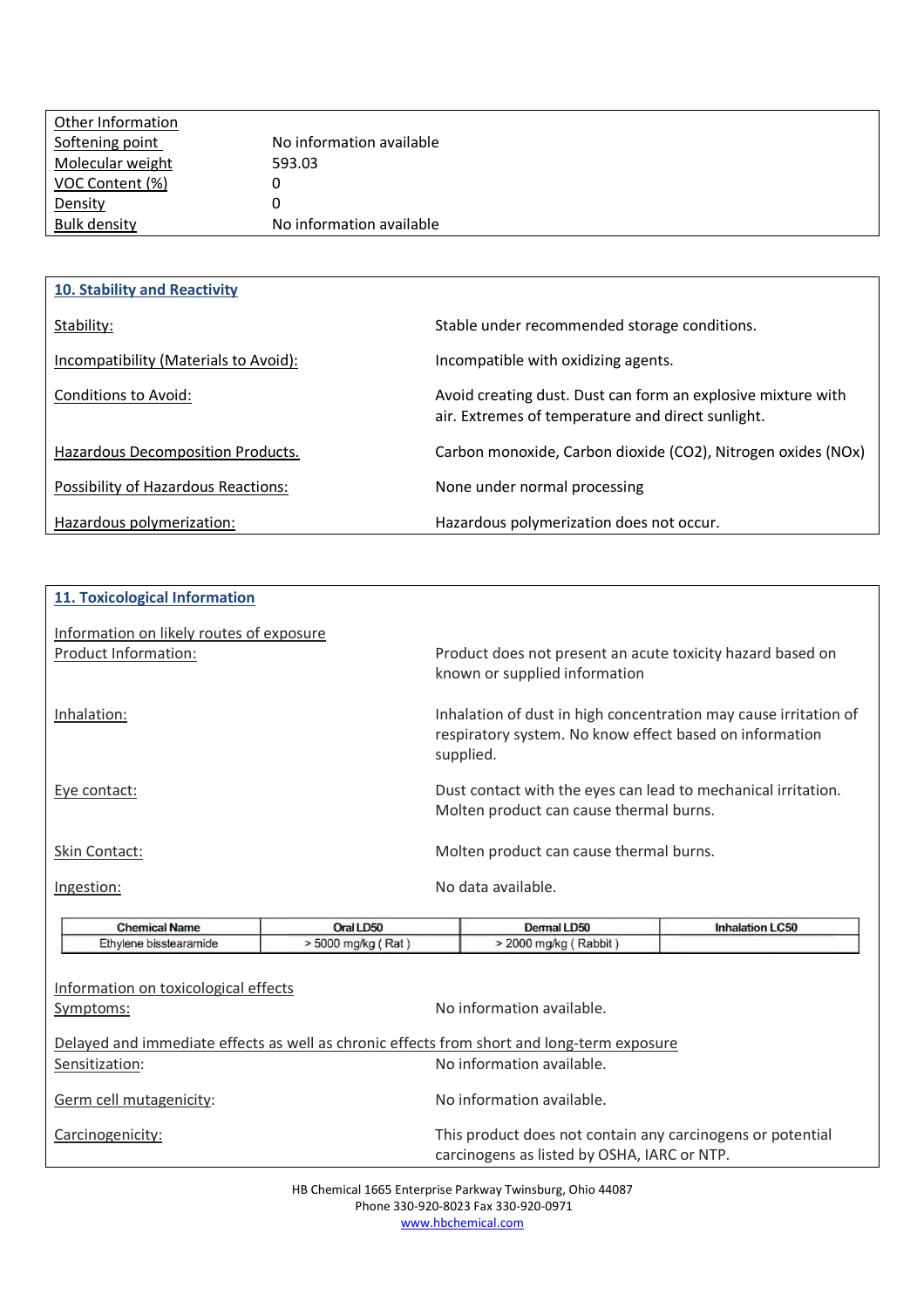| Other Information | |
|---|---|
| Softening point | No information available |
| Molecular weight | 593.03 |
| VOC Content (%) | 0 |
| Density | 0 |
| Bulk density | No information available |

## 10. Stability and Reactivity

| | |
|---|---|
| Stability: | Stable under recommended storage conditions. |
| Incompatibility (Materials to Avoid): | Incompatible with oxidizing agents. |
| Conditions to Avoid: | Avoid creating dust. Dust can form an explosive mixture with air. Extremes of temperature and direct sunlight. |
| Hazardous Decomposition Products. | Carbon monoxide, Carbon dioxide ($CO_2$), Nitrogen oxides ($NO_x$) |
| Possibility of Hazardous Reactions: | None under normal processing |
| Hazardous polymerization: | Hazardous polymerization does not occur. |

## 11. Toxicological Information

Information on likely routes of exposure

| | |
|---|---|
| Product Information: | Product does not present an acute toxicity hazard based on known or supplied information |
| Inhalation: | Inhalation of dust in high concentration may cause irritation of respiratory system. No know effect based on information supplied. |
| Eye contact: | Dust contact with the eyes can lead to mechanical irritation. Molten product can cause thermal burns. |
| Skin Contact: | Molten product can cause thermal burns. |
| Ingestion: | No data available. |

| Chemical Name | Oral LD50 | Dermal LD50 | Inhalation LC50 |
|---|---|---|---|
| Ethylene bisstearamide | > 5000 mg/kg ( Rat ) | > 2000 mg/kg ( Rabbit ) | |

Information on toxicological effects

| | |
|---|---|
| Symptoms: | No information available. |

Delayed and immediate effects as well as chronic effects from short and long-term exposure

| | |
|---|---|
| Sensitization: | No information available. |
| Germ cell mutagenicity: | No information available. |
| Carcinogenicity: | This product does not contain any carcinogens or potential carcinogens as listed by OSHA, IARC or NTP. |

HB Chemical 1665 Enterprise Parkway Twinsburg, Ohio 44087
Phone 330-920-8023 Fax 330-920-0971
www.hbchemical.com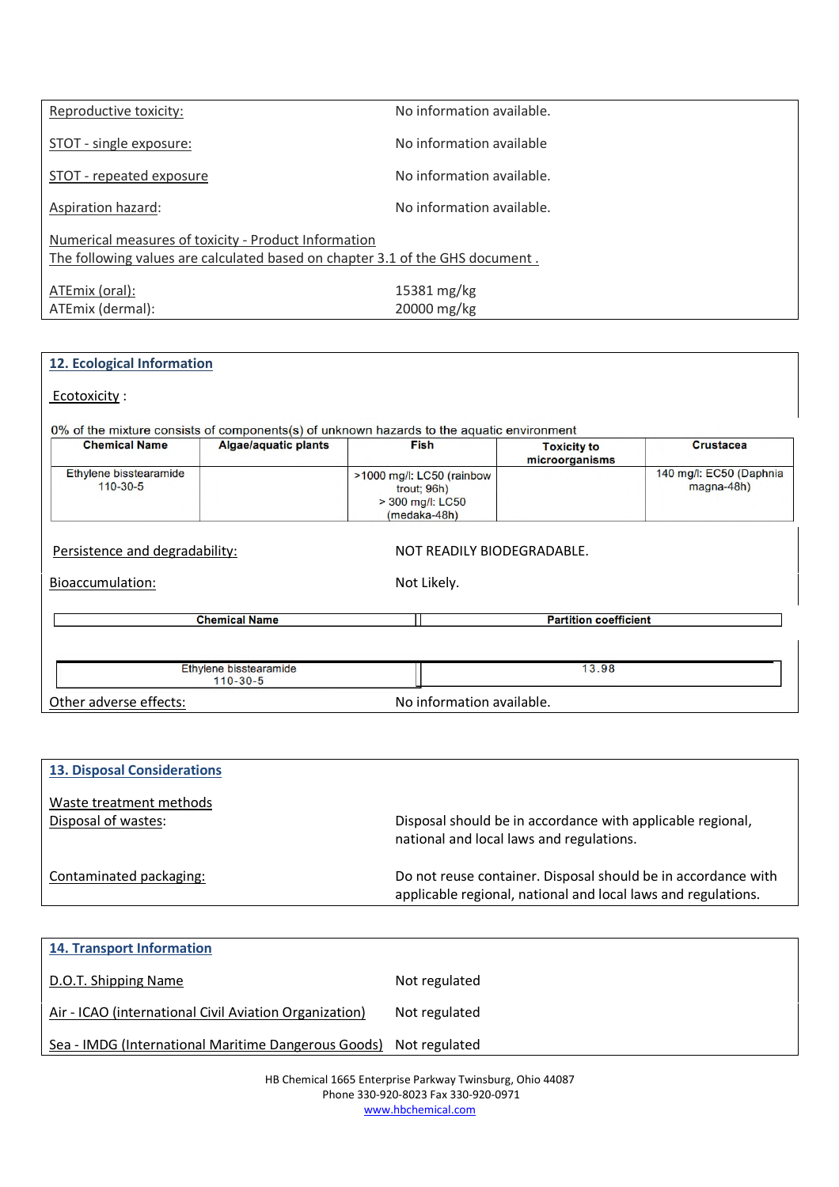Reproductive toxicity: No information available.

STOT - single exposure: No information available

STOT - repeated exposure No information available.

Aspiration hazard: No information available.

Numerical measures of toxicity - Product Information
The following values are calculated based on chapter 3.1 of the GHS document .

ATEmix (oral): 15381 mg/kg
ATEmix (dermal): 20000 mg/kg

## 12. Ecological Information

Ecotoxicity :

0% of the mixture consists of components(s) of unknown hazards to the aquatic environment

| Chemical Name | Algae/aquatic plants | Fish | Toxicity to microorganisms | Crustacea |
|---|---|---|---|---|
| Ethylene bisstearamide 110-30-5 | | >1000 mg/l: LC50 (rainbow trout; 96h) > 300 mg/l: LC50 (medaka-48h) | | 140 mg/l: EC50 (Daphnia magna-48h) |

Persistence and degradability: NOT READILY BIODEGRADABLE.

Bioaccumulation: Not Likely.

| Chemical Name | Partition coefficient |
|---|---|
| Ethylene bisstearamide 110-30-5 | 13.98 |

Other adverse effects: No information available.

## 13. Disposal Considerations

Waste treatment methods

Disposal of wastes: Disposal should be in accordance with applicable regional, national and local laws and regulations.

Contaminated packaging: Do not reuse container. Disposal should be in accordance with applicable regional, national and local laws and regulations.

## 14. Transport Information

D.O.T. Shipping Name Not regulated

Air - ICAO (international Civil Aviation Organization) Not regulated

Sea - IMDG (International Maritime Dangerous Goods) Not regulated

HB Chemical 1665 Enterprise Parkway Twinsburg, Ohio 44087
Phone 330-920-8023 Fax 330-920-0971
www.hbchemical.com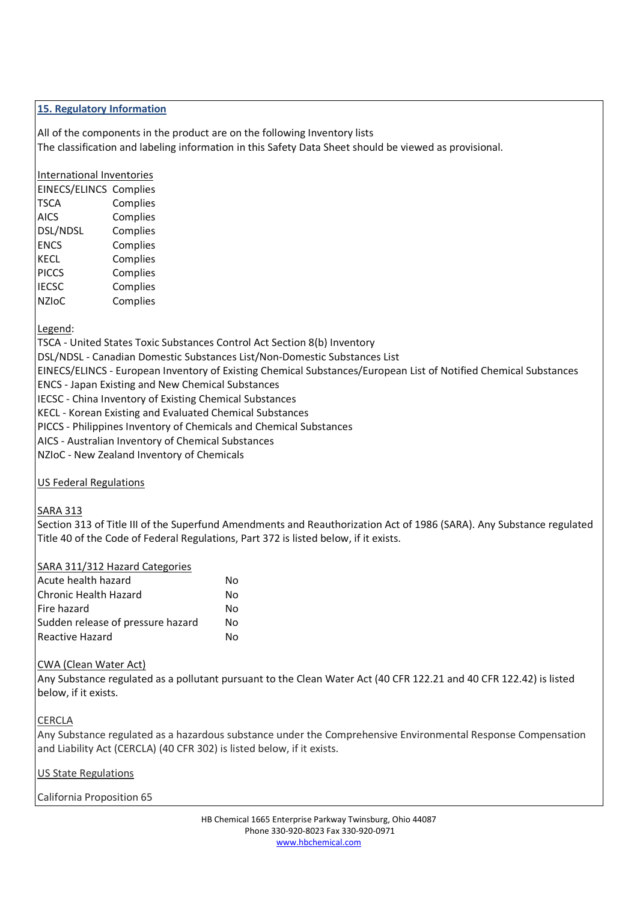## 15. Regulatory Information

All of the components in the product are on the following Inventory lists
The classification and labeling information in this Safety Data Sheet should be viewed as provisional.

International Inventories

| | |
|---|---|
| EINECS/ELINCS | Complies |
| TSCA | Complies |
| AICS | Complies |
| DSL/NDSL | Complies |
| ENCS | Complies |
| KECL | Complies |
| PICCS | Complies |
| IECSC | Complies |
| NZIoC | Complies |

Legend:
TSCA - United States Toxic Substances Control Act Section 8(b) Inventory
DSL/NDSL - Canadian Domestic Substances List/Non-Domestic Substances List
EINECS/ELINCS - European Inventory of Existing Chemical Substances/European List of Notified Chemical Substances
ENCS - Japan Existing and New Chemical Substances
IECSC - China Inventory of Existing Chemical Substances
KECL - Korean Existing and Evaluated Chemical Substances
PICCS - Philippines Inventory of Chemicals and Chemical Substances
AICS - Australian Inventory of Chemical Substances
NZIoC - New Zealand Inventory of Chemicals

US Federal Regulations

SARA 313
Section 313 of Title III of the Superfund Amendments and Reauthorization Act of 1986 (SARA). Any Substance regulated Title 40 of the Code of Federal Regulations, Part 372 is listed below, if it exists.

SARA 311/312 Hazard Categories

| | |
|---|---|
| Acute health hazard | No |
| Chronic Health Hazard | No |
| Fire hazard | No |
| Sudden release of pressure hazard | No |
| Reactive Hazard | No |

CWA (Clean Water Act)
Any Substance regulated as a pollutant pursuant to the Clean Water Act (40 CFR 122.21 and 40 CFR 122.42) is listed below, if it exists.

CERCLA
Any Substance regulated as a hazardous substance under the Comprehensive Environmental Response Compensation and Liability Act (CERCLA) (40 CFR 302) is listed below, if it exists.

US State Regulations

California Proposition 65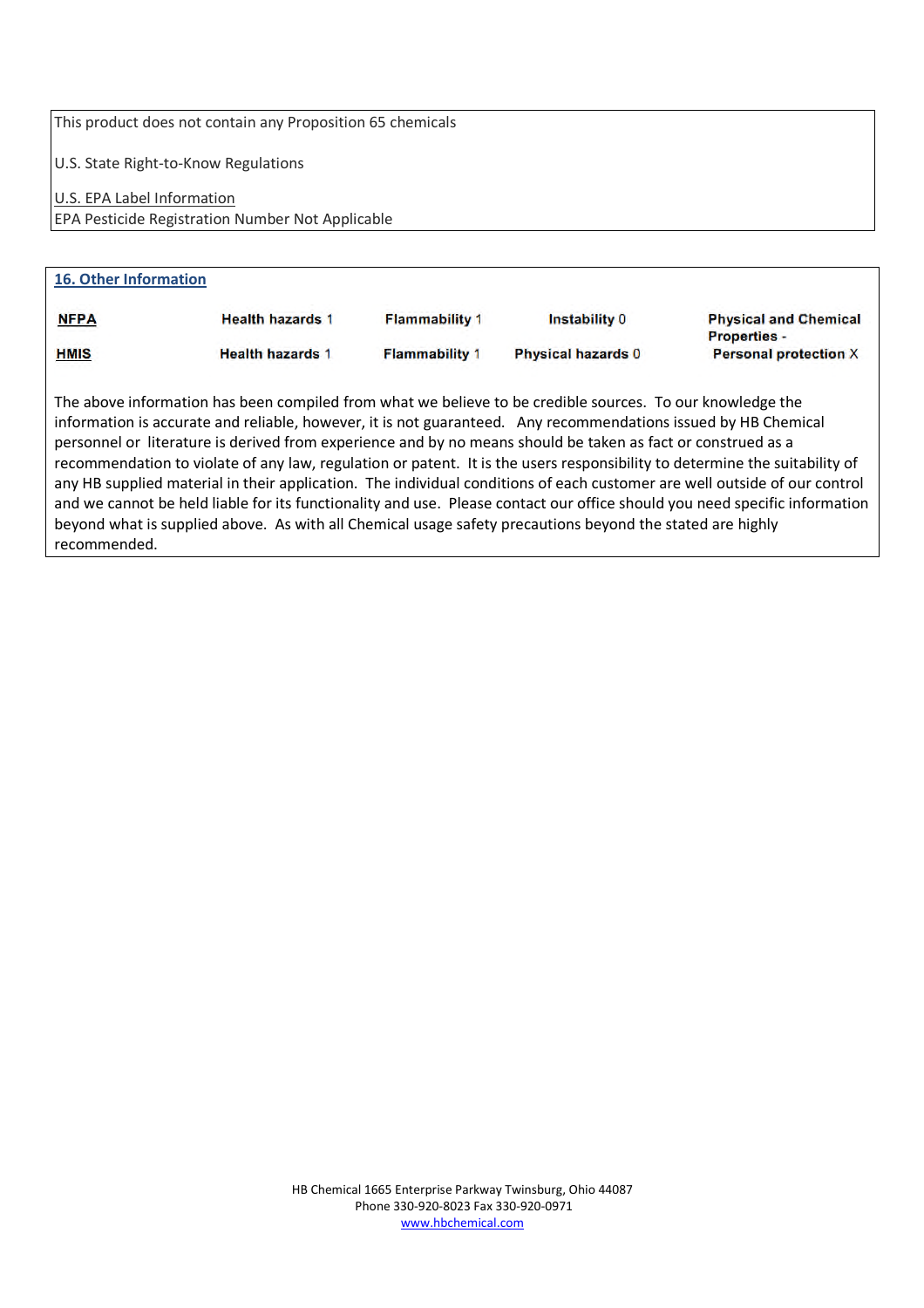This product does not contain any Proposition 65 chemicals

U.S. State Right-to-Know Regulations

U.S. EPA Label Information
EPA Pesticide Registration Number Not Applicable

## 16. Other Information

| | | | | |
|---|---|---|---|---|
| **NFPA** | **Health hazards** 1 | **Flammability** 1 | **Instability** 0 | **Physical and Chemical Properties** - |
| **HMIS** | **Health hazards** 1 | **Flammability** 1 | **Physical hazards** 0 | **Personal protection** X |

The above information has been compiled from what we believe to be credible sources. To our knowledge the information is accurate and reliable, however, it is not guaranteed. Any recommendations issued by HB Chemical personnel or literature is derived from experience and by no means should be taken as fact or construed as a recommendation to violate of any law, regulation or patent. It is the users responsibility to determine the suitability of any HB supplied material in their application. The individual conditions of each customer are well outside of our control and we cannot be held liable for its functionality and use. Please contact our office should you need specific information beyond what is supplied above. As with all Chemical usage safety precautions beyond the stated are highly recommended.